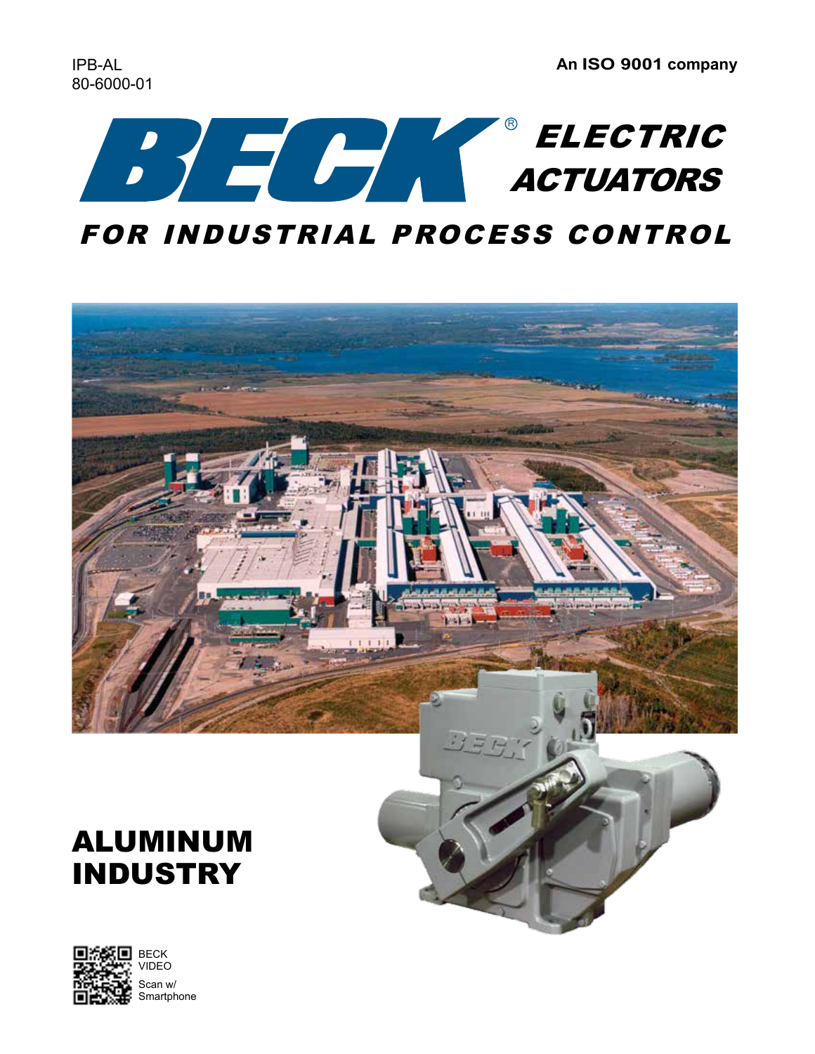IPB-AL
80-6000-01

**An ISO 9001 company**

# BECK® ELECTRIC ACTUATORS

## *FOR INDUSTRIAL PROCESS CONTROL*

# ALUMINUM INDUSTRY

BECK VIDEO
Scan w/ Smartphone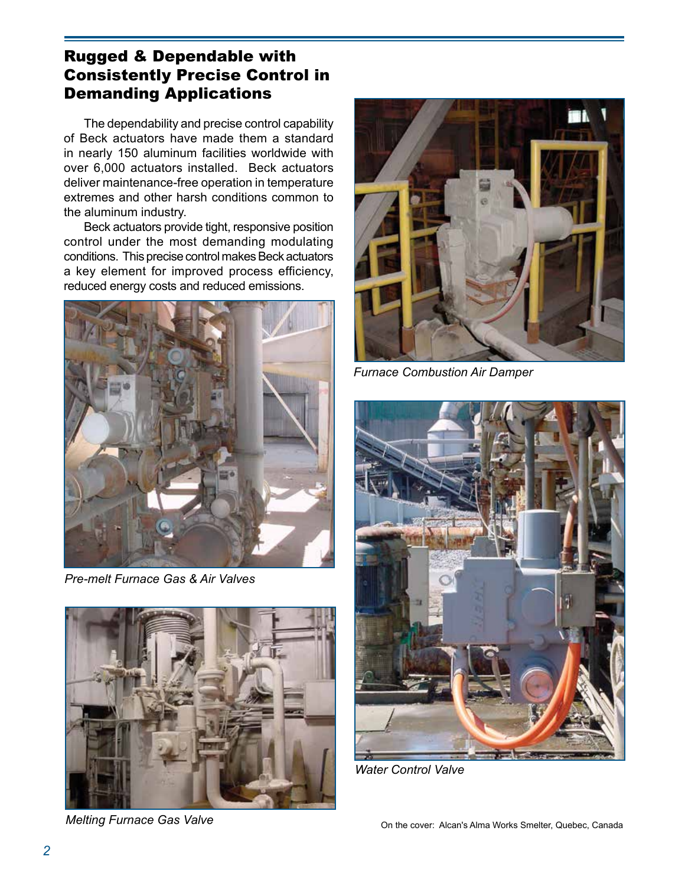## Rugged & Dependable with Consistently Precise Control in Demanding Applications

The dependability and precise control capability of Beck actuators have made them a standard in nearly 150 aluminum facilities worldwide with over 6,000 actuators installed. Beck actuators deliver maintenance-free operation in temperature extremes and other harsh conditions common to the aluminum industry.

Beck actuators provide tight, responsive position control under the most demanding modulating conditions. This precise control makes Beck actuators a key element for improved process efficiency, reduced energy costs and reduced emissions.

*Pre-melt Furnace Gas & Air Valves*

*Melting Furnace Gas Valve*

*Furnace Combustion Air Damper*

*Water Control Valve*

On the cover: Alcan's Alma Works Smelter, Quebec, Canada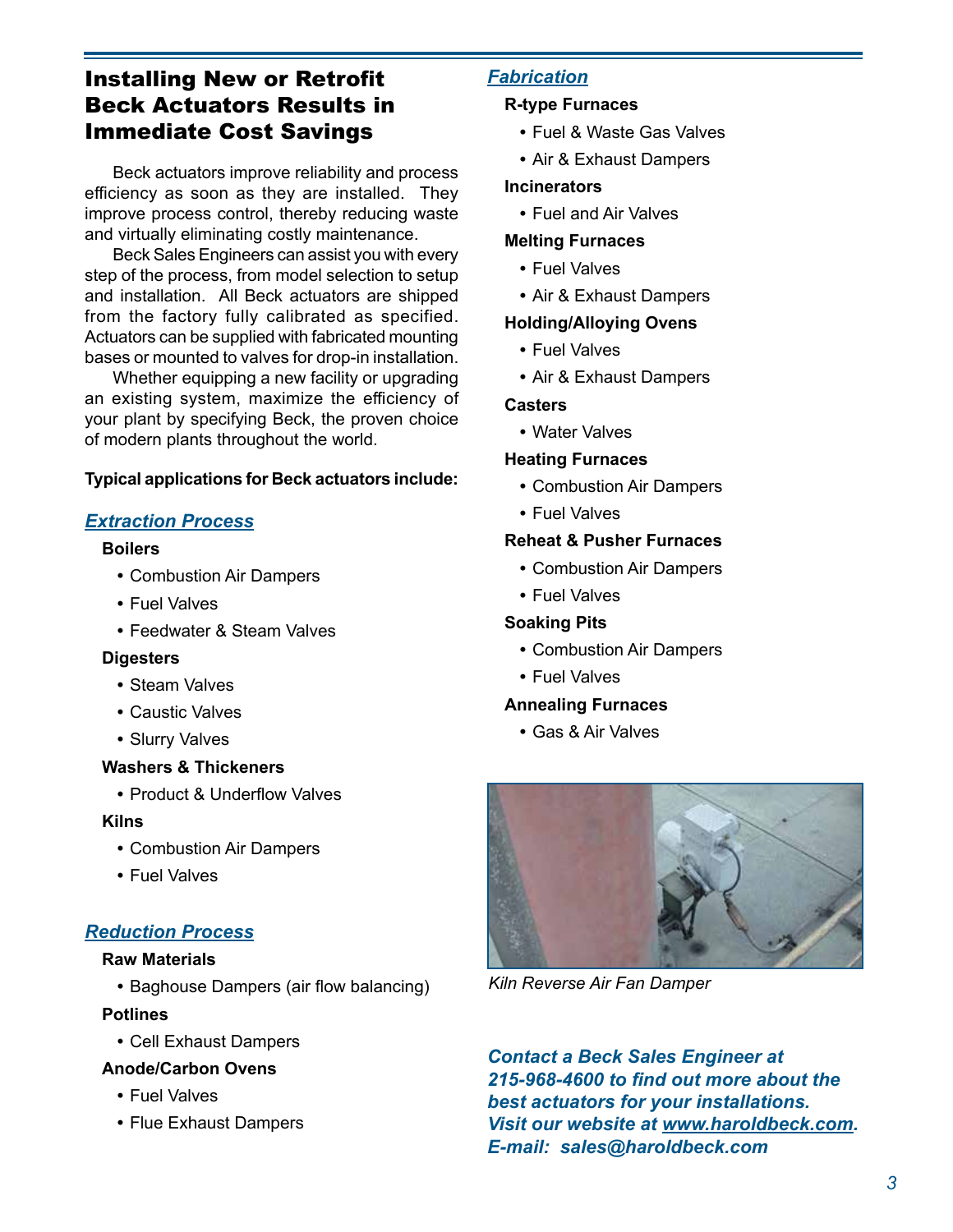## Installing New or Retrofit Beck Actuators Results in Immediate Cost Savings

Beck actuators improve reliability and process efficiency as soon as they are installed. They improve process control, thereby reducing waste and virtually eliminating costly maintenance.

Beck Sales Engineers can assist you with every step of the process, from model selection to setup and installation. All Beck actuators are shipped from the factory fully calibrated as specified. Actuators can be supplied with fabricated mounting bases or mounted to valves for drop-in installation.

Whether equipping a new facility or upgrading an existing system, maximize the efficiency of your plant by specifying Beck, the proven choice of modern plants throughout the world.

**Typical applications for Beck actuators include:**

### *Extraction Process*

**Boilers**

- Combustion Air Dampers
- Fuel Valves
- Feedwater & Steam Valves

**Digesters**

- Steam Valves
- Caustic Valves
- Slurry Valves

**Washers & Thickeners**

- Product & Underflow Valves

**Kilns**

- Combustion Air Dampers
- Fuel Valves

### *Reduction Process*

**Raw Materials**

- Baghouse Dampers (air flow balancing)

**Potlines**

- Cell Exhaust Dampers

**Anode/Carbon Ovens**

- Fuel Valves
- Flue Exhaust Dampers

### *Fabrication*

**R-type Furnaces**

- Fuel & Waste Gas Valves
- Air & Exhaust Dampers

**Incinerators**

- Fuel and Air Valves

**Melting Furnaces**

- Fuel Valves
- Air & Exhaust Dampers

**Holding/Alloying Ovens**

- Fuel Valves
- Air & Exhaust Dampers

**Casters**

- Water Valves

**Heating Furnaces**

- Combustion Air Dampers
- Fuel Valves

**Reheat & Pusher Furnaces**

- Combustion Air Dampers
- Fuel Valves

**Soaking Pits**

- Combustion Air Dampers
- Fuel Valves

**Annealing Furnaces**

- Gas & Air Valves

*Kiln Reverse Air Fan Damper*

***Contact a Beck Sales Engineer at 215-968-4600 to find out more about the best actuators for your installations. Visit our website at www.haroldbeck.com. E-mail: sales@haroldbeck.com***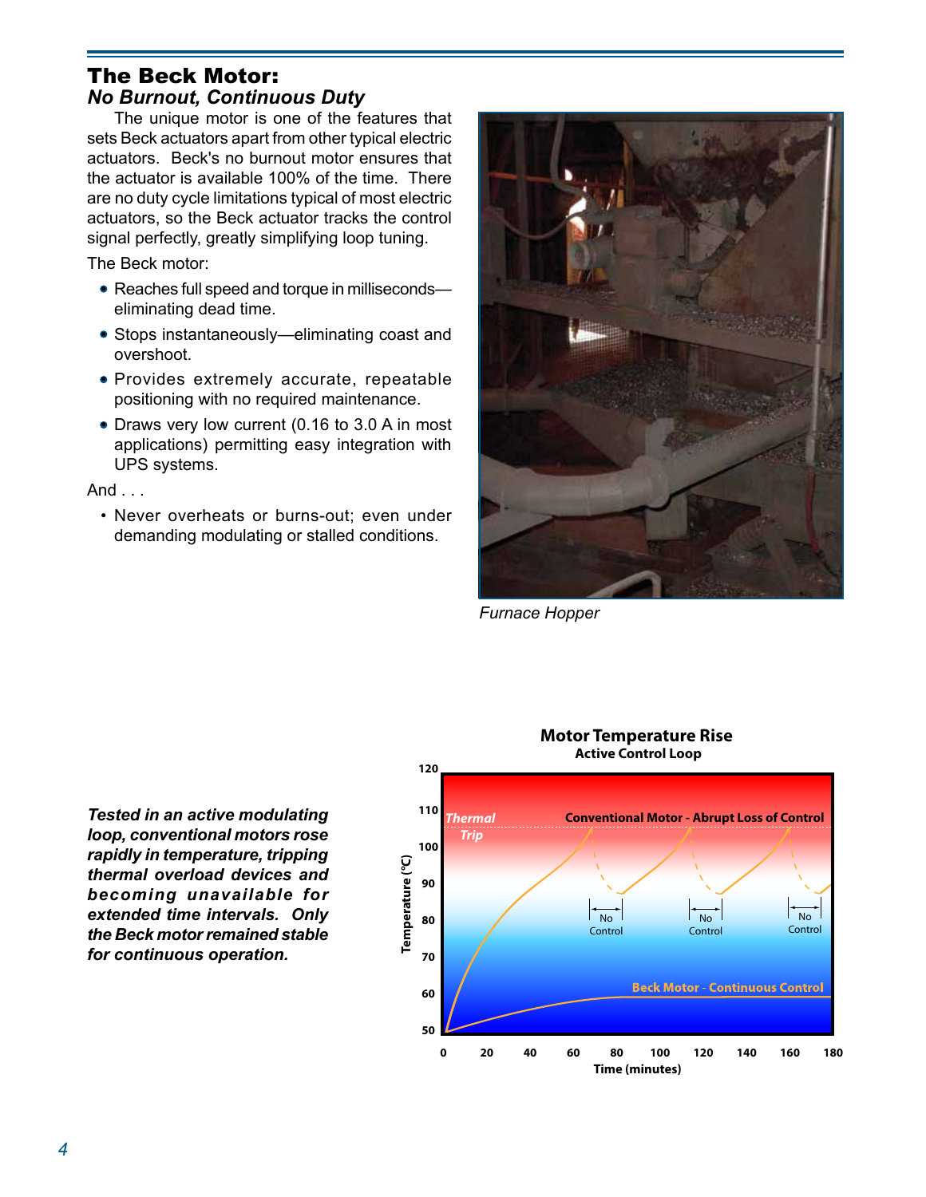# The Beck Motor:

## *No Burnout, Continuous Duty*

The unique motor is one of the features that sets Beck actuators apart from other typical electric actuators. Beck's no burnout motor ensures that the actuator is available 100% of the time. There are no duty cycle limitations typical of most electric actuators, so the Beck actuator tracks the control signal perfectly, greatly simplifying loop tuning.

The Beck motor:

- Reaches full speed and torque in milliseconds—eliminating dead time.
- Stops instantaneously—eliminating coast and overshoot.
- Provides extremely accurate, repeatable positioning with no required maintenance.
- Draws very low current (0.16 to 3.0 A in most applications) permitting easy integration with UPS systems.

And . . .

- Never overheats or burns-out; even under demanding modulating or stalled conditions.

*Furnace Hopper*

***Tested in an active modulating loop, conventional motors rose rapidly in temperature, tripping thermal overload devices and becoming unavailable for extended time intervals. Only the Beck motor remained stable for continuous operation.***

**Motor Temperature Rise**
**Active Control Loop**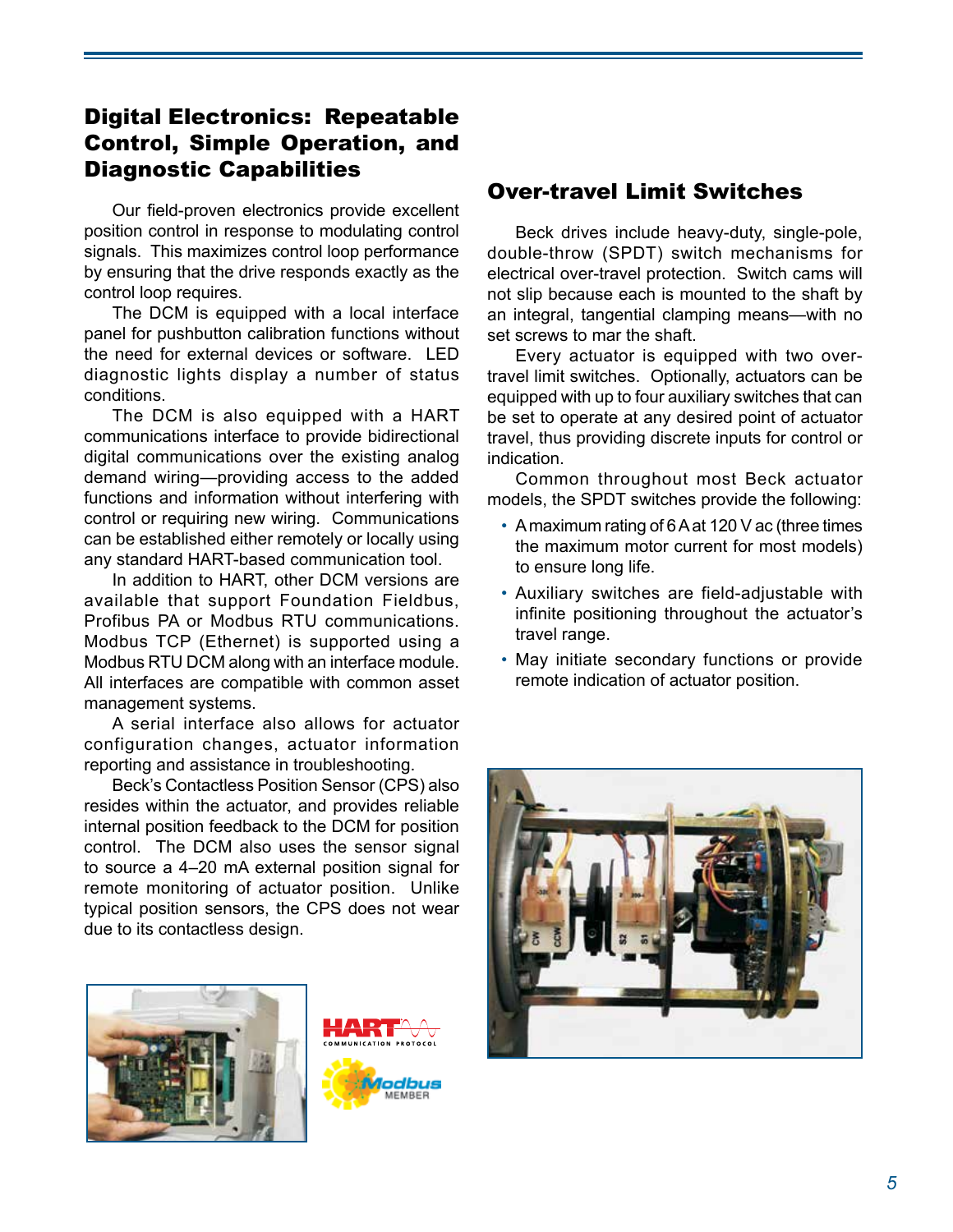## Digital Electronics: Repeatable Control, Simple Operation, and Diagnostic Capabilities

Our field-proven electronics provide excellent position control in response to modulating control signals. This maximizes control loop performance by ensuring that the drive responds exactly as the control loop requires.

The DCM is equipped with a local interface panel for pushbutton calibration functions without the need for external devices or software. LED diagnostic lights display a number of status conditions.

The DCM is also equipped with a HART communications interface to provide bidirectional digital communications over the existing analog demand wiring—providing access to the added functions and information without interfering with control or requiring new wiring. Communications can be established either remotely or locally using any standard HART-based communication tool.

In addition to HART, other DCM versions are available that support Foundation Fieldbus, Profibus PA or Modbus RTU communications. Modbus TCP (Ethernet) is supported using a Modbus RTU DCM along with an interface module. All interfaces are compatible with common asset management systems.

A serial interface also allows for actuator configuration changes, actuator information reporting and assistance in troubleshooting.

Beck's Contactless Position Sensor (CPS) also resides within the actuator, and provides reliable internal position feedback to the DCM for position control. The DCM also uses the sensor signal to source a 4–20 mA external position signal for remote monitoring of actuator position. Unlike typical position sensors, the CPS does not wear due to its contactless design.

## Over-travel Limit Switches

Beck drives include heavy-duty, single-pole, double-throw (SPDT) switch mechanisms for electrical over-travel protection. Switch cams will not slip because each is mounted to the shaft by an integral, tangential clamping means—with no set screws to mar the shaft.

Every actuator is equipped with two over-travel limit switches. Optionally, actuators can be equipped with up to four auxiliary switches that can be set to operate at any desired point of actuator travel, thus providing discrete inputs for control or indication.

Common throughout most Beck actuator models, the SPDT switches provide the following:

- A maximum rating of 6 A at 120 V ac (three times the maximum motor current for most models) to ensure long life.
- Auxiliary switches are field-adjustable with infinite positioning throughout the actuator's travel range.
- May initiate secondary functions or provide remote indication of actuator position.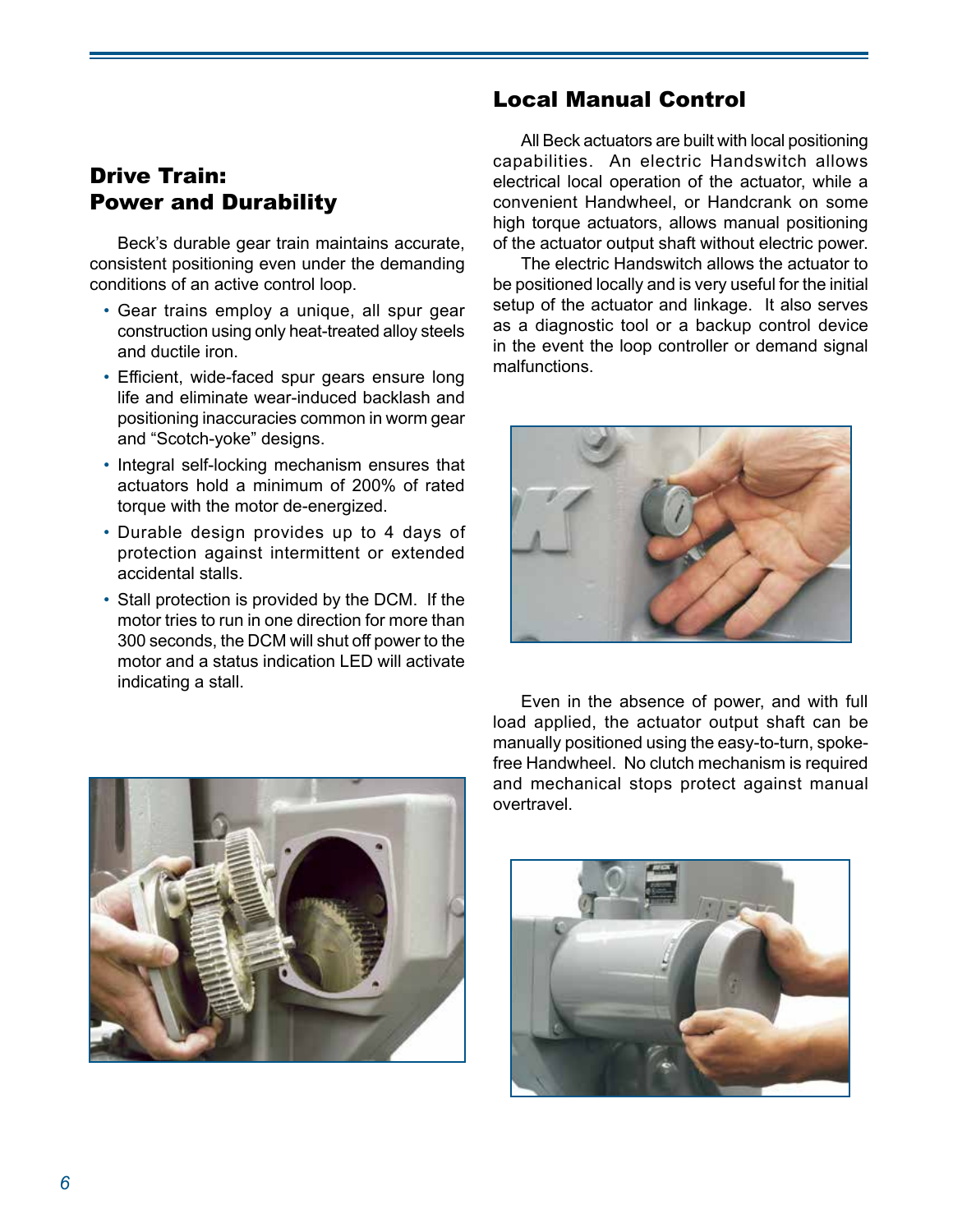## Drive Train: Power and Durability

Beck's durable gear train maintains accurate, consistent positioning even under the demanding conditions of an active control loop.

- Gear trains employ a unique, all spur gear construction using only heat-treated alloy steels and ductile iron.
- Efficient, wide-faced spur gears ensure long life and eliminate wear-induced backlash and positioning inaccuracies common in worm gear and "Scotch-yoke" designs.
- Integral self-locking mechanism ensures that actuators hold a minimum of 200% of rated torque with the motor de-energized.
- Durable design provides up to 4 days of protection against intermittent or extended accidental stalls.
- Stall protection is provided by the DCM. If the motor tries to run in one direction for more than 300 seconds, the DCM will shut off power to the motor and a status indication LED will activate indicating a stall.

## Local Manual Control

All Beck actuators are built with local positioning capabilities. An electric Handswitch allows electrical local operation of the actuator, while a convenient Handwheel, or Handcrank on some high torque actuators, allows manual positioning of the actuator output shaft without electric power.

The electric Handswitch allows the actuator to be positioned locally and is very useful for the initial setup of the actuator and linkage. It also serves as a diagnostic tool or a backup control device in the event the loop controller or demand signal malfunctions.

Even in the absence of power, and with full load applied, the actuator output shaft can be manually positioned using the easy-to-turn, spoke-free Handwheel. No clutch mechanism is required and mechanical stops protect against manual overtravel.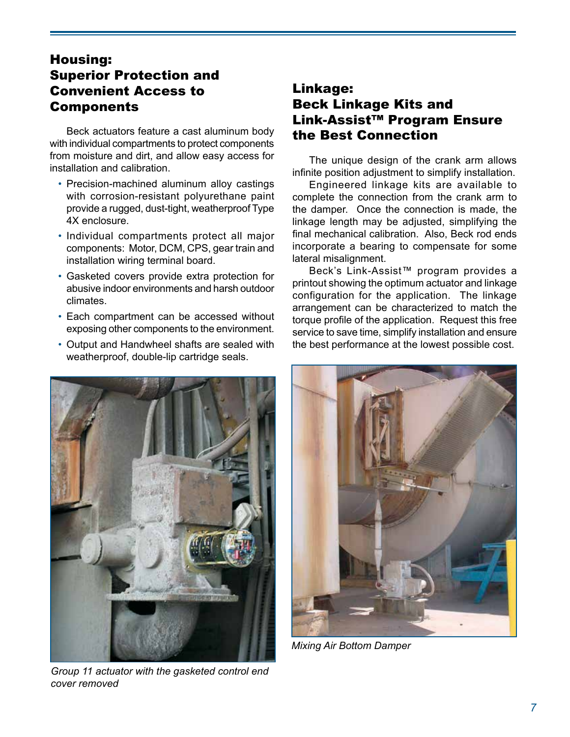## Housing: Superior Protection and Convenient Access to Components

Beck actuators feature a cast aluminum body with individual compartments to protect components from moisture and dirt, and allow easy access for installation and calibration.

- Precision-machined aluminum alloy castings with corrosion-resistant polyurethane paint provide a rugged, dust-tight, weatherproof Type 4X enclosure.
- Individual compartments protect all major components: Motor, DCM, CPS, gear train and installation wiring terminal board.
- Gasketed covers provide extra protection for abusive indoor environments and harsh outdoor climates.
- Each compartment can be accessed without exposing other components to the environment.
- Output and Handwheel shafts are sealed with weatherproof, double-lip cartridge seals.

*Group 11 actuator with the gasketed control end cover removed*

## Linkage: Beck Linkage Kits and Link-Assist™ Program Ensure the Best Connection

The unique design of the crank arm allows infinite position adjustment to simplify installation.

Engineered linkage kits are available to complete the connection from the crank arm to the damper. Once the connection is made, the linkage length may be adjusted, simplifying the final mechanical calibration. Also, Beck rod ends incorporate a bearing to compensate for some lateral misalignment.

Beck's Link-Assist™ program provides a printout showing the optimum actuator and linkage configuration for the application. The linkage arrangement can be characterized to match the torque profile of the application. Request this free service to save time, simplify installation and ensure the best performance at the lowest possible cost.

*Mixing Air Bottom Damper*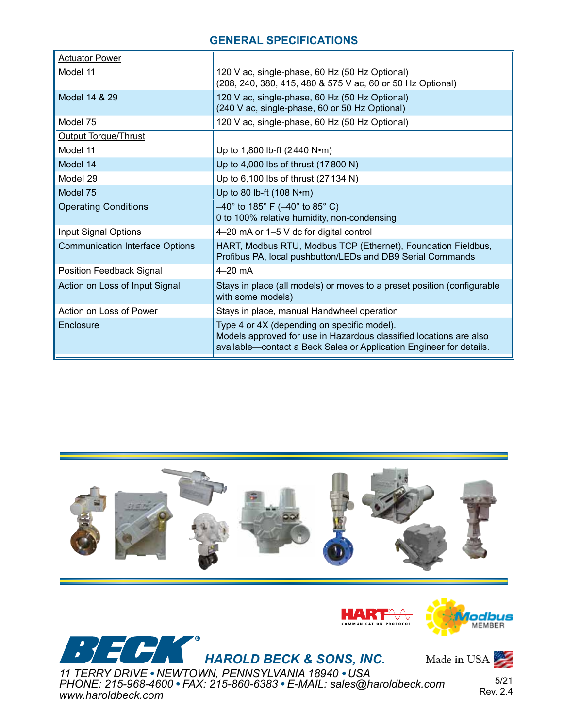## GENERAL SPECIFICATIONS

| | |
|---|---|
| Actuator Power | |
| Model 11 | 120 V ac, single-phase, 60 Hz (50 Hz Optional)<br>(208, 240, 380, 415, 480 & 575 V ac, 60 or 50 Hz Optional) |
| Model 14 & 29 | 120 V ac, single-phase, 60 Hz (50 Hz Optional)<br>(240 V ac, single-phase, 60 or 50 Hz Optional) |
| Model 75 | 120 V ac, single-phase, 60 Hz (50 Hz Optional) |
| Output Torque/Thrust | |
| Model 11 | Up to 1,800 lb-ft (2440 N•m) |
| Model 14 | Up to 4,000 lbs of thrust (17 800 N) |
| Model 29 | Up to 6,100 lbs of thrust (27 134 N) |
| Model 75 | Up to 80 lb-ft (108 N•m) |
| Operating Conditions | –40° to 185° F (–40° to 85° C)<br>0 to 100% relative humidity, non-condensing |
| Input Signal Options | 4–20 mA or 1–5 V dc for digital control |
| Communication Interface Options | HART, Modbus RTU, Modbus TCP (Ethernet), Foundation Fieldbus, Profibus PA, local pushbutton/LEDs and DB9 Serial Commands |
| Position Feedback Signal | 4–20 mA |
| Action on Loss of Input Signal | Stays in place (all models) or moves to a preset position (configurable with some models) |
| Action on Loss of Power | Stays in place, manual Handwheel operation |
| Enclosure | Type 4 or 4X (depending on specific model).<br>Models approved for use in Hazardous classified locations are also available—contact a Beck Sales or Application Engineer for details. |

HART COMMUNICATION PROTOCOL

Modbus MEMBER

**BECK®** *HAROLD BECK & SONS, INC.*

Made in USA

*11 TERRY DRIVE • NEWTOWN, PENNSYLVANIA 18940 • USA*
*PHONE: 215-968-4600 • FAX: 215-860-6383 • E-MAIL: sales@haroldbeck.com*
*www.haroldbeck.com*

5/21
Rev. 2.4